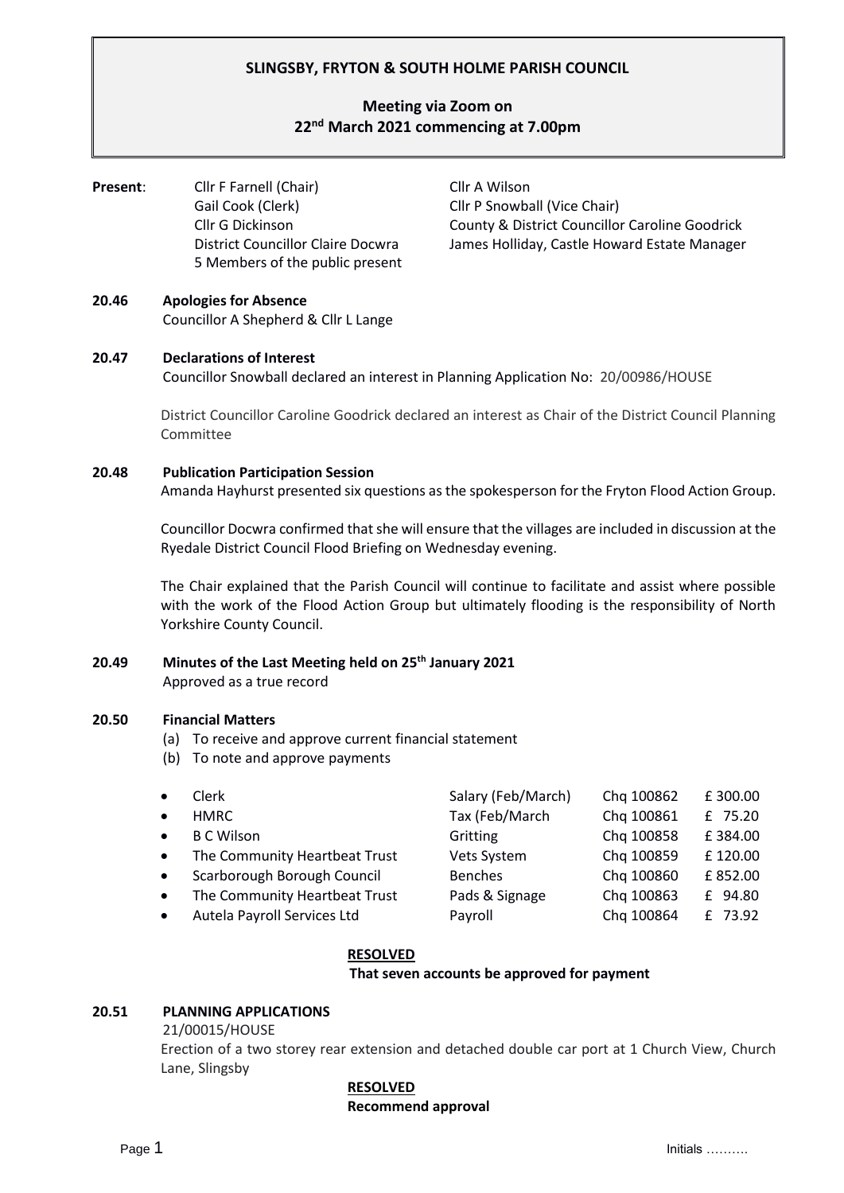# SLINGSBY, FRYTON & SOUTH HOLME PARISH COUNCIL

## Meeting via Zoom on 22nd March 2021 commencing at 7.00pm

**Present**:

| | |
|---|---|
| Cllr F Farnell (Chair) | Cllr A Wilson |
| Gail Cook (Clerk) | Cllr P Snowball (Vice Chair) |
| Cllr G Dickinson | County & District Councillor Caroline Goodrick |
| District Councillor Claire Docwra | James Holliday, Castle Howard Estate Manager |
| 5 Members of the public present | |

**20.46 Apologies for Absence**

Councillor A Shepherd & Cllr L Lange

**20.47 Declarations of Interest**

Councillor Snowball declared an interest in Planning Application No: 20/00986/HOUSE

District Councillor Caroline Goodrick declared an interest as Chair of the District Council Planning Committee

**20.48 Publication Participation Session**

Amanda Hayhurst presented six questions as the spokesperson for the Fryton Flood Action Group.

Councillor Docwra confirmed that she will ensure that the villages are included in discussion at the Ryedale District Council Flood Briefing on Wednesday evening.

The Chair explained that the Parish Council will continue to facilitate and assist where possible with the work of the Flood Action Group but ultimately flooding is the responsibility of North Yorkshire County Council.

**20.49 Minutes of the Last Meeting held on 25th January 2021**

Approved as a true record

**20.50 Financial Matters**

(a) To receive and approve current financial statement
(b) To note and approve payments

| | | | |
|---|---|---|---|
| Clerk | Salary (Feb/March) | Chq 100862 | £ 300.00 |
| HMRC | Tax (Feb/March | Chq 100861 | £ 75.20 |
| B C Wilson | Gritting | Chq 100858 | £ 384.00 |
| The Community Heartbeat Trust | Vets System | Chq 100859 | £ 120.00 |
| Scarborough Borough Council | Benches | Chq 100860 | £ 852.00 |
| The Community Heartbeat Trust | Pads & Signage | Chq 100863 | £ 94.80 |
| Autela Payroll Services Ltd | Payroll | Chq 100864 | £ 73.92 |

**RESOLVED**

**That seven accounts be approved for payment**

**20.51 PLANNING APPLICATIONS**

21/00015/HOUSE

Erection of a two storey rear extension and detached double car port at 1 Church View, Church Lane, Slingsby

**RESOLVED**

**Recommend approval**

Initials ……….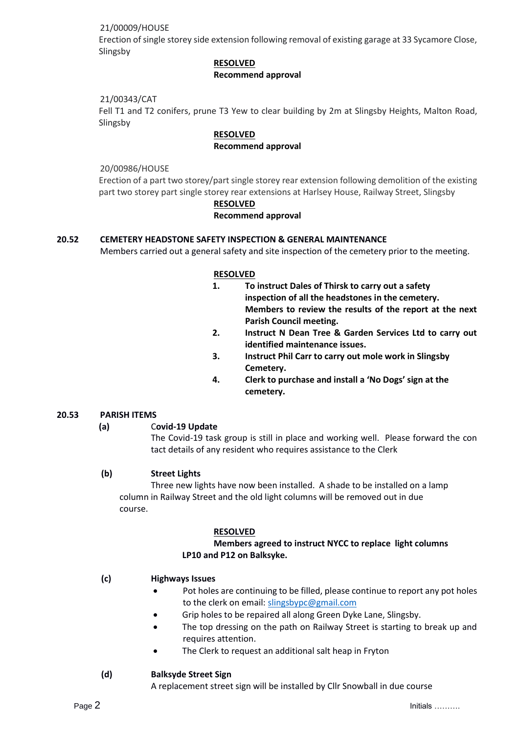21/00009/HOUSE

Erection of single storey side extension following removal of existing garage at 33 Sycamore Close, Slingsby

**RESOLVED**

**Recommend approval**

21/00343/CAT

Fell T1 and T2 conifers, prune T3 Yew to clear building by 2m at Slingsby Heights, Malton Road, Slingsby

**RESOLVED**

**Recommend approval**

20/00986/HOUSE

Erection of a part two storey/part single storey rear extension following demolition of the existing part two storey part single storey rear extensions at Harlsey House, Railway Street, Slingsby

**RESOLVED**

**Recommend approval**

## 20.52 CEMETERY HEADSTONE SAFETY INSPECTION & GENERAL MAINTENANCE

Members carried out a general safety and site inspection of the cemetery prior to the meeting.

**RESOLVED**

1. **To instruct Dales of Thirsk to carry out a safety inspection of all the headstones in the cemetery. Members to review the results of the report at the next Parish Council meeting.**
2. **Instruct N Dean Tree & Garden Services Ltd to carry out identified maintenance issues.**
3. **Instruct Phil Carr to carry out mole work in Slingsby Cemetery.**
4. **Clerk to purchase and install a 'No Dogs' sign at the cemetery.**

## 20.53 PARISH ITEMS

**(a) Covid-19 Update**

The Covid-19 task group is still in place and working well. Please forward the con tact details of any resident who requires assistance to the Clerk

**(b) Street Lights**

Three new lights have now been installed. A shade to be installed on a lamp column in Railway Street and the old light columns will be removed out in due course.

**RESOLVED**

**Members agreed to instruct NYCC to replace light columns LP10 and P12 on Balksyke.**

**(c) Highways Issues**

- Pot holes are continuing to be filled, please continue to report any pot holes to the clerk on email: slingsbypc@gmail.com
- Grip holes to be repaired all along Green Dyke Lane, Slingsby.
- The top dressing on the path on Railway Street is starting to break up and requires attention.
- The Clerk to request an additional salt heap in Fryton

**(d) Balksyde Street Sign**

A replacement street sign will be installed by Cllr Snowball in due course

Initials ……….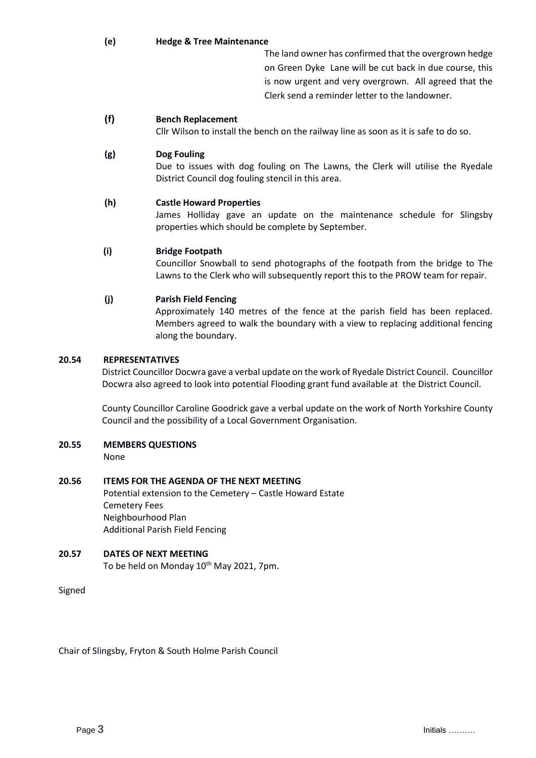**(e) Hedge & Tree Maintenance**

The land owner has confirmed that the overgrown hedge on Green Dyke Lane will be cut back in due course, this is now urgent and very overgrown. All agreed that the Clerk send a reminder letter to the landowner.

**(f) Bench Replacement**

Cllr Wilson to install the bench on the railway line as soon as it is safe to do so.

**(g) Dog Fouling**

Due to issues with dog fouling on The Lawns, the Clerk will utilise the Ryedale District Council dog fouling stencil in this area.

**(h) Castle Howard Properties**

James Holliday gave an update on the maintenance schedule for Slingsby properties which should be complete by September.

**(i) Bridge Footpath**

Councillor Snowball to send photographs of the footpath from the bridge to The Lawns to the Clerk who will subsequently report this to the PROW team for repair.

**(j) Parish Field Fencing**

Approximately 140 metres of the fence at the parish field has been replaced. Members agreed to walk the boundary with a view to replacing additional fencing along the boundary.

**20.54 REPRESENTATIVES**

District Councillor Docwra gave a verbal update on the work of Ryedale District Council. Councillor Docwra also agreed to look into potential Flooding grant fund available at the District Council.

County Councillor Caroline Goodrick gave a verbal update on the work of North Yorkshire County Council and the possibility of a Local Government Organisation.

**20.55 MEMBERS QUESTIONS**

None

**20.56 ITEMS FOR THE AGENDA OF THE NEXT MEETING**

Potential extension to the Cemetery – Castle Howard Estate
Cemetery Fees
Neighbourhood Plan
Additional Parish Field Fencing

**20.57 DATES OF NEXT MEETING**

To be held on Monday 10th May 2021, 7pm.

Signed

Chair of Slingsby, Fryton & South Holme Parish Council

Initials ……….